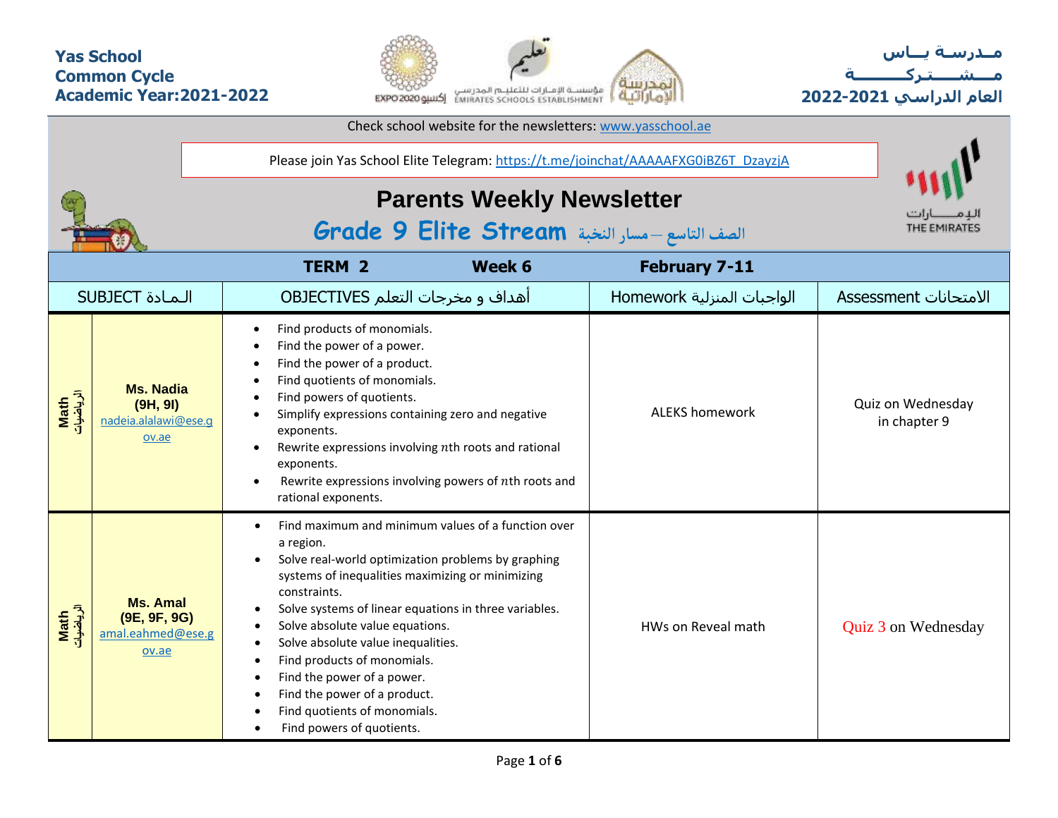**Yas School**
**Common Cycle**
**Academic Year:2021-2022**

**مـدرسـة يــاس**
**مـــشـــتـركـــــــة**
**العام الدراسي 2021-2022**

Check school website for the newsletters: www.yasschool.ae

Please join Yas School Elite Telegram: https://t.me/joinchat/AAAAAFXG0iBZ6T_DzayzjA

# Parents Weekly Newsletter

## Grade 9 Elite Stream الصف التاسع – مسار النخبة

| TERM 2 | | Week 6 | February 7-11 | |
|---|---|---|---|---|
| SUBJECT الـمـادة | | OBJECTIVES أهداف و مخرجات التعلم | Homework الواجبات المنزلية | Assessment الامتحانات |
| Math الرياضيات | **Ms. Nadia (9H, 9I)** nadeia.alalawi@ese.gov.ae | • Find products of monomials.<br>• Find the power of a power.<br>• Find the power of a product.<br>• Find quotients of monomials.<br>• Find powers of quotients.<br>• Simplify expressions containing zero and negative exponents.<br>• Rewrite expressions involving $n$th roots and rational exponents.<br>• Rewrite expressions involving powers of $n$th roots and rational exponents. | ALEKS homework | Quiz on Wednesday in chapter 9 |
| Math الرياضيات | **Ms. Amal (9E, 9F, 9G)** amal.eahmed@ese.gov.ae | • Find maximum and minimum values of a function over a region.<br>• Solve real-world optimization problems by graphing systems of inequalities maximizing or minimizing constraints.<br>• Solve systems of linear equations in three variables.<br>• Solve absolute value equations.<br>• Solve absolute value inequalities.<br>• Find products of monomials.<br>• Find the power of a power.<br>• Find the power of a product.<br>• Find quotients of monomials.<br>• Find powers of quotients. | HWs on Reveal math | Quiz 3 on Wednesday |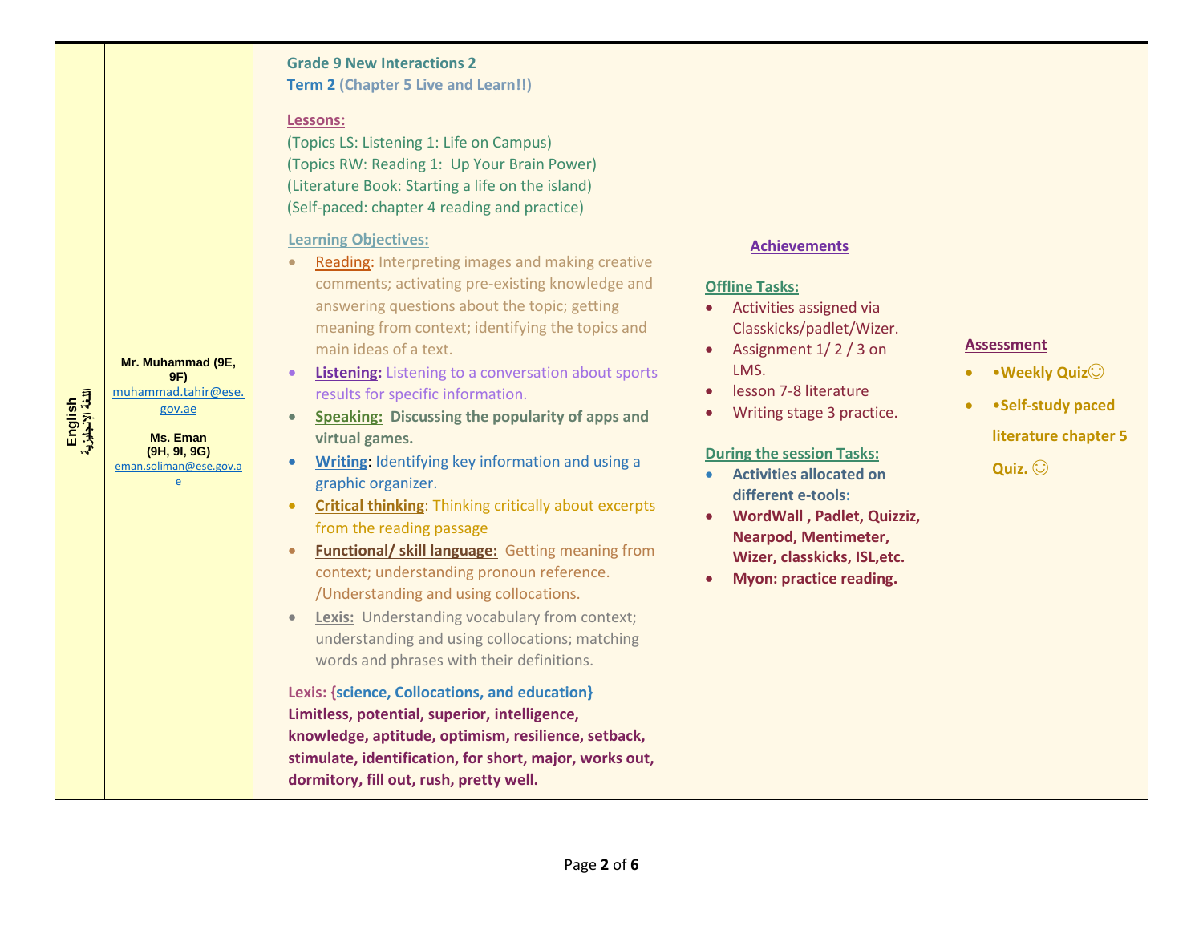| English اللغة الإنجليزية | Mr. Muhammad (9E, 9F) muhammad.tahir@ese.gov.ae<br><br>Ms. Eman (9H, 9I, 9G) eman.soliman@ese.gov.ae | **Grade 9 New Interactions 2**<br>**Term 2 (Chapter 5 Live and Learn!!)**<br><br>**Lessons:**<br>(Topics LS: Listening 1: Life on Campus)<br>(Topics RW: Reading 1: Up Your Brain Power)<br>(Literature Book: Starting a life on the island)<br>(Self-paced: chapter 4 reading and practice)<br><br>**Learning Objectives:**<br>• Reading: Interpreting images and making creative comments; activating pre-existing knowledge and answering questions about the topic; getting meaning from context; identifying the topics and main ideas of a text.<br>• **Listening:** Listening to a conversation about sports results for specific information.<br>• **Speaking:** **Discussing the popularity of apps and virtual games.**<br>• **Writing:** Identifying key information and using a graphic organizer.<br>• **Critical thinking**: Thinking critically about excerpts from the reading passage<br>• **Functional/ skill language:** Getting meaning from context; understanding pronoun reference. /Understanding and using collocations.<br>• **Lexis:** Understanding vocabulary from context; understanding and using collocations; matching words and phrases with their definitions.<br><br>**Lexis: {science, Collocations, and education}**<br>**Limitless, potential, superior, intelligence, knowledge, aptitude, optimism, resilience, setback, stimulate, identification, for short, major, works out, dormitory, fill out, rush, pretty well.** | **Achievements**<br><br>**Offline Tasks:**<br>• Activities assigned via Classkicks/padlet/Wizer.<br>• Assignment 1/ 2 / 3 on LMS.<br>• lesson 7-8 literature<br>• Writing stage 3 practice.<br><br>**During the session Tasks:**<br>• **Activities allocated on different e-tools:**<br>• **WordWall , Padlet, Quizziz, Nearpod, Mentimeter, Wizer, classkicks, ISL,etc.**<br>• **Myon: practice reading.** | **Assessment**<br><br>• **•Weekly Quiz☺**<br>• **•Self-study paced literature chapter 5 Quiz. ☺** |
|---|---|---|---|---|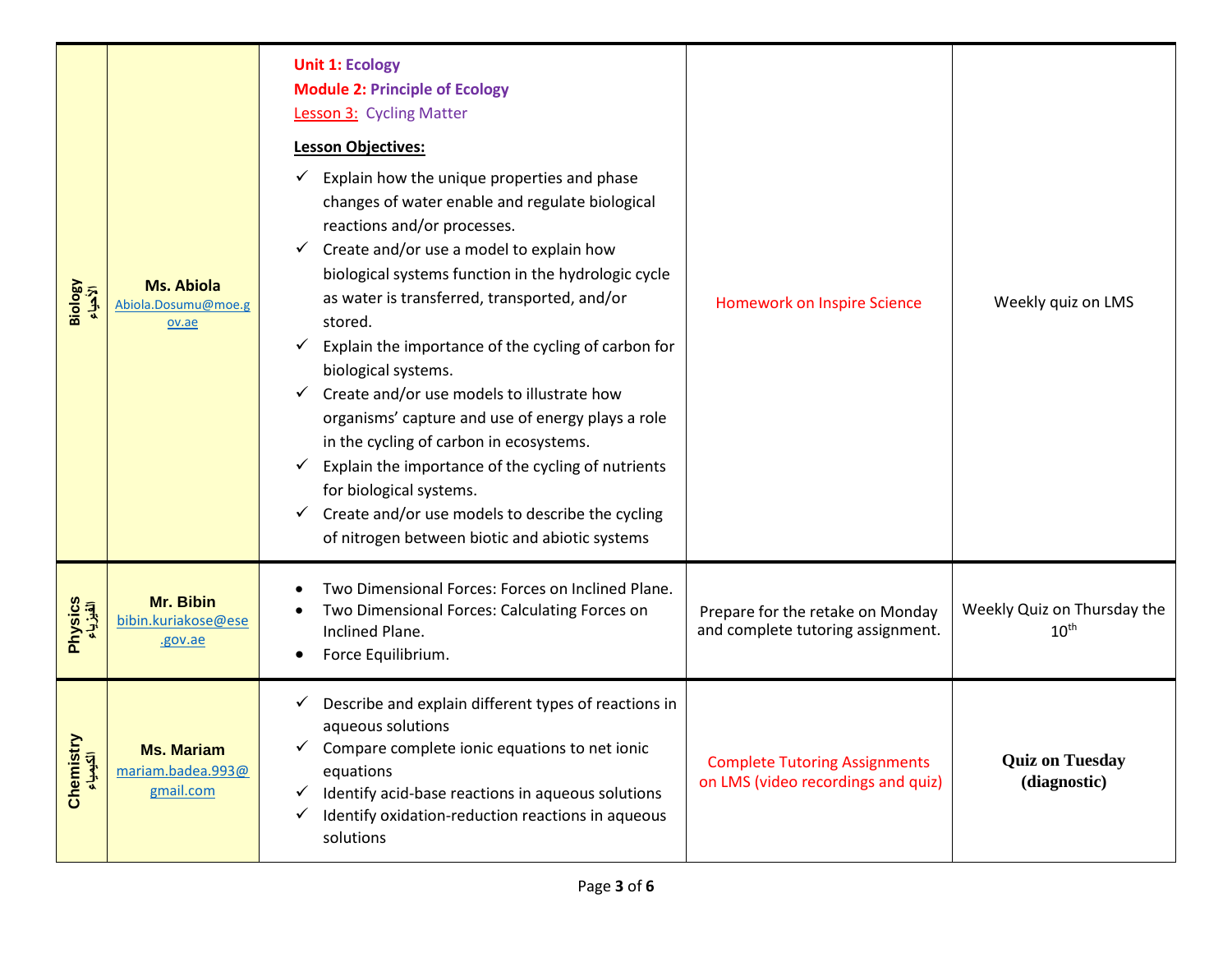| Subject | Teacher | Lessons / Objectives | Homework | Assessment |
|---|---|---|---|---|
| Biology الأحياء | **Ms. Abiola** Abiola.Dosumu@moe.gov.ae | **Unit 1: Ecology**<br>**Module 2: Principle of Ecology**<br>Lesson 3: Cycling Matter<br>**Lesson Objectives:**<br>✓ Explain how the unique properties and phase changes of water enable and regulate biological reactions and/or processes.<br>✓ Create and/or use a model to explain how biological systems function in the hydrologic cycle as water is transferred, transported, and/or stored.<br>✓ Explain the importance of the cycling of carbon for biological systems.<br>✓ Create and/or use models to illustrate how organisms' capture and use of energy plays a role in the cycling of carbon in ecosystems.<br>✓ Explain the importance of the cycling of nutrients for biological systems.<br>✓ Create and/or use models to describe the cycling of nitrogen between biotic and abiotic systems | Homework on Inspire Science | Weekly quiz on LMS |
| Physics الفيزياء | **Mr. Bibin** bibin.kuriakose@ese.gov.ae | • Two Dimensional Forces: Forces on Inclined Plane.<br>• Two Dimensional Forces: Calculating Forces on Inclined Plane.<br>• Force Equilibrium. | Prepare for the retake on Monday and complete tutoring assignment. | Weekly Quiz on Thursday the 10th |
| Chemistry الكيمياء | **Ms. Mariam** mariam.badea.993@gmail.com | ✓ Describe and explain different types of reactions in aqueous solutions<br>✓ Compare complete ionic equations to net ionic equations<br>✓ Identify acid-base reactions in aqueous solutions<br>✓ Identify oxidation-reduction reactions in aqueous solutions | Complete Tutoring Assignments on LMS (video recordings and quiz) | **Quiz on Tuesday (diagnostic)** |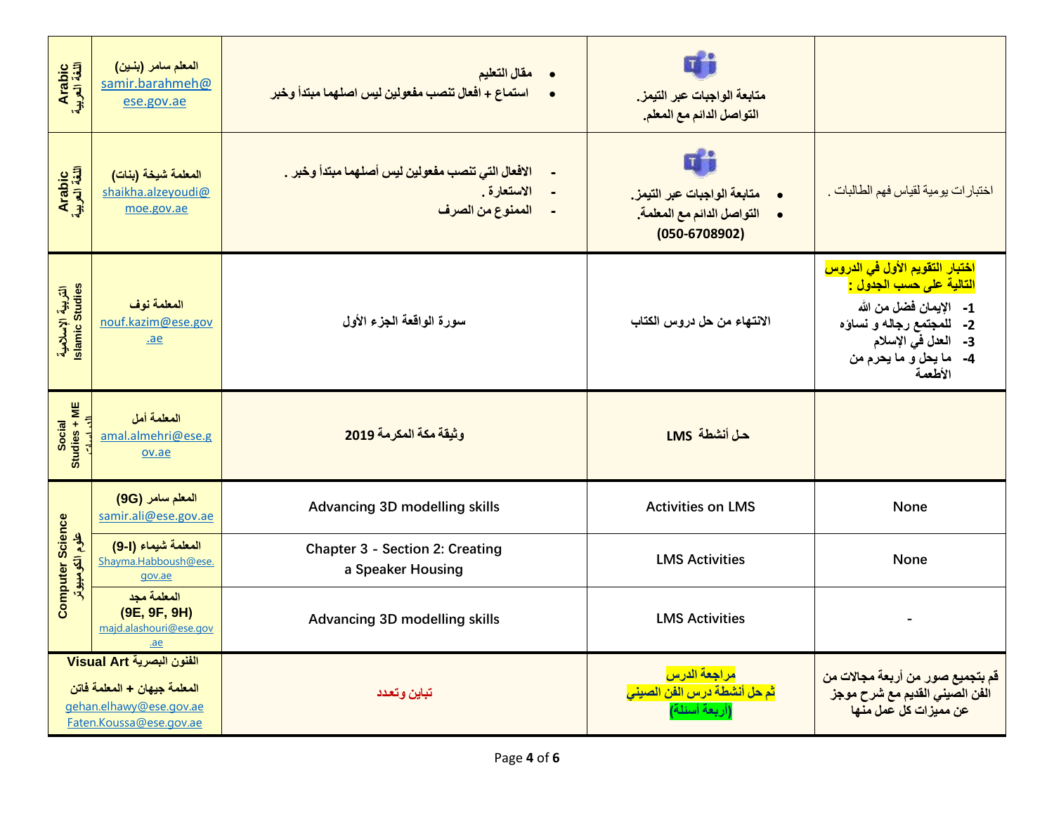| Arabic اللغة العربية | المعلم سامر (بنـين) samir.barahmeh@ese.gov.ae | • مقال التعليم<br>• استماع + أفعال تنصب مفعولين ليس اصلهما مبتدأ وخبر | متابعة الواجبات عبر التيمز.<br>التواصل الدائم مع المعلم. | |
|---|---|---|---|---|
| Arabic اللغة العربية | المعلمة شيخة (بنات) shaikha.alzeyoudi@moe.gov.ae | - الافعال التي تنصب مفعولين ليس أصلهما مبتدأ وخبر .<br>- الاستعارة .<br>- الممنوع من الصرف | • متابعة الواجبات عبر التيمز.<br>• التواصل الدائم مع المعلمة.<br>(050-6708902) | اختبارات يومية لقياس فهم الطالبات . |
| التربية الإسلامية Islamic Studies | المعلمة نوف nouf.kazim@ese.gov.ae | سورة الواقعة الجزء الأول | الانتهاء من حل دروس الكتاب | اختبار التقويم الأول في الدروس التالية على حسب الجدول :<br>1- الإيمان فضل من الله<br>2- للمجتمع رجاله و نساؤه<br>3- العدل في الإسلام<br>4- ما يحل و ما يحرم من الأطعمة |
| Social Studies + ME الدراسات | المعلمة أمل amal.almehri@ese.gov.ae | وثيقة مكة المكرمة 2019 | حل أنشطة LMS | |
| Computer Science علوم الكومبيوتر | المعلم سامر (9G) samir.ali@ese.gov.ae | Advancing 3D modelling skills | Activities on LMS | None |
| | المعلمة شيماء (9-I) Shayma.Habboush@ese.gov.ae | Chapter 3 - Section 2: Creating a Speaker Housing | LMS Activities | None |
| | المعلمة مجد (9E, 9F, 9H) majd.alashouri@ese.gov.ae | Advancing 3D modelling skills | LMS Activities | - |
| الفنون البصرية Visual Art | المعلمة جيهان + المعلمة فاتن gehan.elhawy@ese.gov.ae Faten.Koussa@ese.gov.ae | تباين وتعدد | مراجعة الدرس<br>ثم حل أنشطة درس الفن الصيني<br>(أربعة أسئلة) | قم بتجميع صور من أربعة مجالات من الفن الصيني القديم مع شرح موجز عن مميزات كل عمل منها |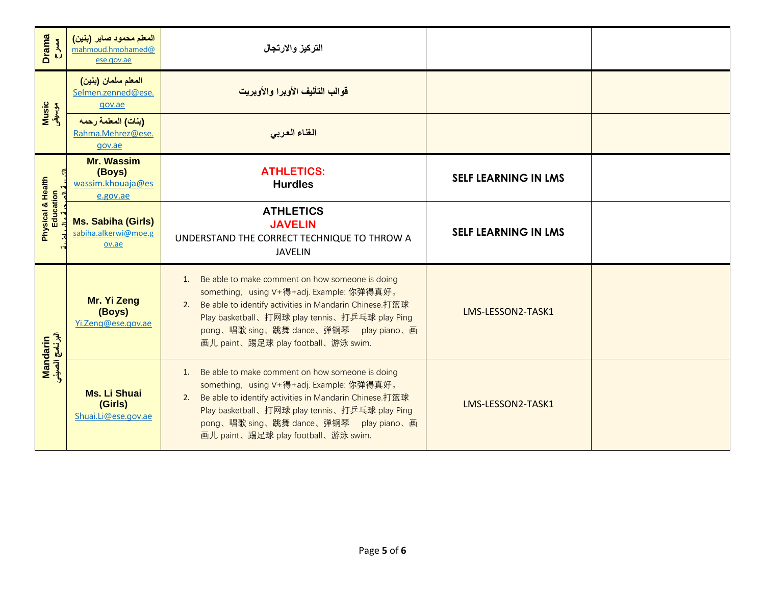| | | | | |
|---|---|---|---|---|
| **Drama مسرح** | **المعلم محمود صابر (بنين)** mahmoud.hmohamed@ese.gov.ae | **التركيز والارتجال** | | |
| **Music موسيقى** | **المعلم سلمان (بنين)** Selmen.zenned@ese.gov.ae | **قوالب التأليف الأوبرا والأوبريت** | | |
| | **(بنات) المعلمة رحمه** Rahma.Mehrez@ese.gov.ae | **الغناء العربي** | | |
| **Physical & Health Education التربية الصحية والرياضية** | **Mr. Wassim (Boys)** wassim.khouaja@ese.gov.ae | **ATHLETICS:** **Hurdles** | **SELF LEARNING IN LMS** | |
| | **Ms. Sabiha (Girls)** sabiha.alkerwi@moe.gov.ae | **ATHLETICS** **JAVELIN** UNDERSTAND THE CORRECT TECHNIQUE TO THROW A JAVELIN | **SELF LEARNING IN LMS** | |
| **Mandarin البرنامج الصيني** | **Mr. Yi Zeng (Boys)** Yi.Zeng@ese.gov.ae | 1. Be able to make comment on how someone is doing something，using V+得+adj. Example: 你弹得真好。<br>2. Be able to identify activities in Mandarin Chinese.打篮球 Play basketball、打网球 play tennis、打乒乓球 play Ping pong、唱歌 sing、跳舞 dance、弹钢琴 play piano、画画儿 paint、踢足球 play football、游泳 swim. | LMS-LESSON2-TASK1 | |
| | **Ms. Li Shuai (Girls)** Shuai.Li@ese.gov.ae | 1. Be able to make comment on how someone is doing something，using V+得+adj. Example: 你弹得真好。<br>2. Be able to identify activities in Mandarin Chinese.打篮球 Play basketball、打网球 play tennis、打乒乓球 play Ping pong、唱歌 sing、跳舞 dance、弹钢琴 play piano、画画儿 paint、踢足球 play football、游泳 swim. | LMS-LESSON2-TASK1 | |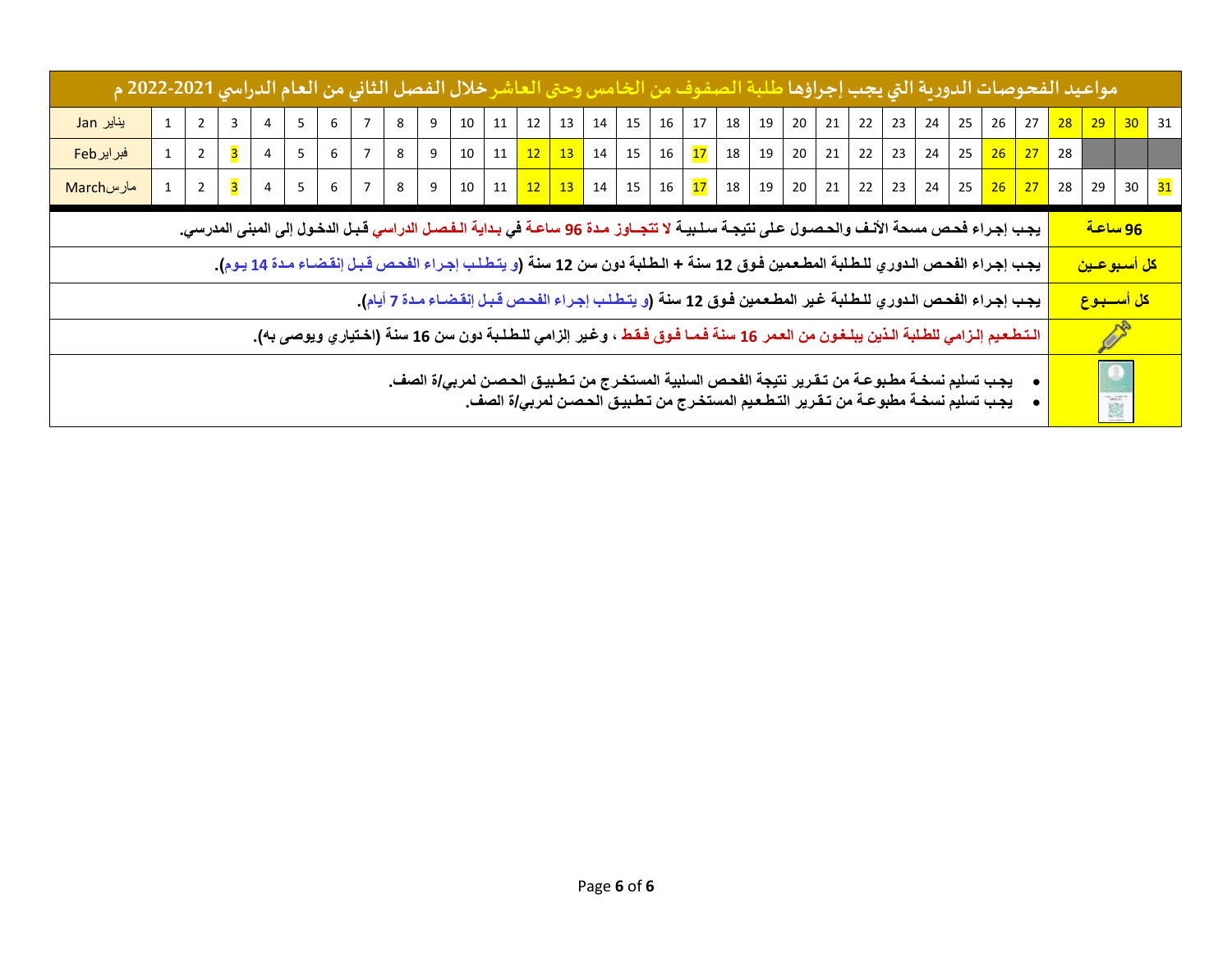## مواعيد الفحوصات الدورية التي يجب إجراؤها طلبة الصفوف من الخامس وحتى العاشر خلال الفصل الثاني من العام الدراسي 2021-2022 م

| | | | | | | | | | | | | | | | | | | | | | | | | | | | | | | | |
|---|---|---|---|---|---|---|---|---|---|---|---|---|---|---|---|---|---|---|---|---|---|---|---|---|---|---|---|---|---|---|---|
| يناير Jan | 1 | 2 | 3 | 4 | 5 | 6 | 7 | 8 | 9 | 10 | 11 | 12 | 13 | 14 | 15 | 16 | 17 | 18 | 19 | 20 | 21 | 22 | 23 | 24 | 25 | 26 | 27 | 28 | 29 | 30 | 31 |
| فبراير Feb | 1 | 2 | 3 | 4 | 5 | 6 | 7 | 8 | 9 | 10 | 11 | 12 | 13 | 14 | 15 | 16 | 17 | 18 | 19 | 20 | 21 | 22 | 23 | 24 | 25 | 26 | 27 | 28 | | | |
| مارس March | 1 | 2 | 3 | 4 | 5 | 6 | 7 | 8 | 9 | 10 | 11 | 12 | 13 | 14 | 15 | 16 | 17 | 18 | 19 | 20 | 21 | 22 | 23 | 24 | 25 | 26 | 27 | 28 | 29 | 30 | 31 |

| | |
|---|---|
| **96 ساعة** | **يجب إجراء فحص مسحة الأنف والحصول على نتيجة سلبية لا تتجاوز مدة 96 ساعة في بداية الفصل الدراسي قبل الدخول إلى المبنى المدرسي.** |
| **كل أسبوعين** | **يجب إجراء الفحص الدوري للطلبة المطعمين فوق 12 سنة + الطلبة دون سن 12 سنة (و يتطلب إجراء الفحص قبل إنقضاء مدة 14 يوم).** |
| **كل أسبوع** | **يجب إجراء الفحص الدوري للطلبة غير المطعمين فوق 12 سنة (و يتطلب إجراء الفحص قبل إنقضاء مدة 7 أيام).** |
| | **التطعيم إلزامي للطلبة الذين يبلغون من العمر 16 سنة فما فوق فقط ، وغير إلزامي للطلبة دون سن 16 سنة (اختياري ويوصى به).** |
| | • **يجب تسليم نسخة مطبوعة من تقرير نتيجة الفحص السلبية المستخرج من تطبيق الحصن لمربي/ة الصف.** <br> • **يجب تسليم نسخة مطبوعة من تقرير التطعيم المستخرج من تطبيق الحصن لمربي/ة الصف.** |